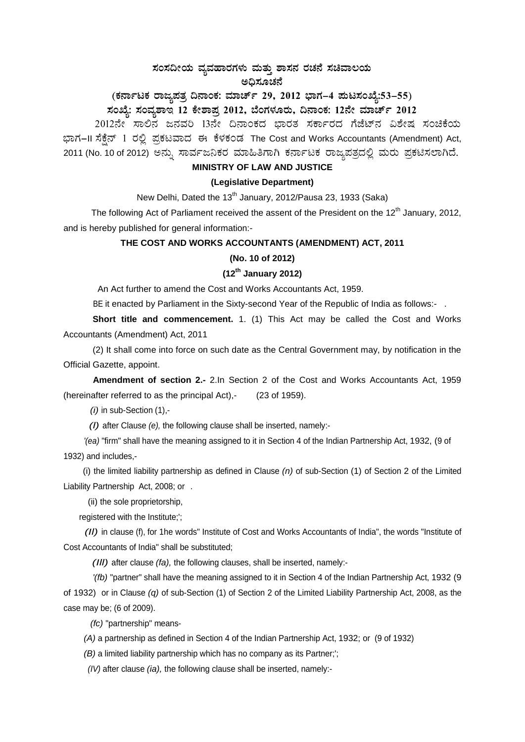# ಸಂಸದೀಯ ವ್ಯವಹಾರಗಳು ಮತ್ತು ಶಾಸನ ರಚನೆ ಸಚಿವಾಲಯ

## ಅಧಿಸೂಚನೆ

**(ಕರ್ನಾಟಕ ರಾಜ್ಯಪತ್ರ ದಿನಾಂಕ: ಮಾರ್ಚ್ 29, 2012 ಭಾಗ–4 ಪುಟಸಂಖ್ಯೆ:53–55)**

**ಸಂಖ್ಯೆ: ಸಂವ್ಯಶಾಇ 12 ಕೇಶಾಪ್ರ 2012, ಬೆಂಗಳೂರು, ದಿನಾಂಕ: 12ನೇ ಮಾರ್ಚ್ 2012**

2012ನೇ ಸಾಲಿನ ಜನವರಿ 13ನೇ ದಿನಾಂಕದ ಭಾರತ ಸರ್ಕಾರದ ಗೆಜೆಟ್‌ನ ವಿಶೇಷ ಸಂಚಿಕೆಯ ಭಾಗ–II ಸೆಕ್ಷೆನ್ 1 ರಲ್ಲಿ ಪ್ರಕಟವಾದ ಈ ಕೆಳಕಂಡ The Cost and Works Accountants (Amendment) Act, 2011 (No. 10 of 2012) ಅನ್ನು ಸಾರ್ವಜನಿಕರ ಮಾಹಿತಿಗಾಗಿ ಕರ್ನಾಟಕ ರಾಜ್ಯಪತ್ರದಲ್ಲಿ ಮರು ಪ್ರಕಟಿಸಲಾಗಿದೆ.

**MINISTRY OF LAW AND JUSTICE**

**(Legislative Department)**

New Delhi, Dated the 13th January, 2012/Pausa 23, 1933 (Saka)

The following Act of Parliament received the assent of the President on the 12th January, 2012, and is hereby published for general information:-

**THE COST AND WORKS ACCOUNTANTS (AMENDMENT) ACT, 2011**

**(No. 10 of 2012)**

**(12th January 2012)**

An Act further to amend the Cost and Works Accountants Act, 1959.

BE it enacted by Parliament in the Sixty-second Year of the Republic of India as follows:- .

**Short title and commencement.** 1. (1) This Act may be called the Cost and Works Accountants (Amendment) Act, 2011

(2) It shall come into force on such date as the Central Government may, by notification in the Official Gazette, appoint.

**Amendment of section 2.-** 2.In Section 2 of the Cost and Works Accountants Act, 1959 (hereinafter referred to as the principal Act),- (23 of 1959).

*(i)* in sub-Section (1),-

*(I)* after Clause *(e),* the following clause shall be inserted, namely:-

'*(ea)* "firm" shall have the meaning assigned to it in Section 4 of the Indian Partnership Act, 1932, (9 of 1932) and includes,-

(i) the limited liability partnership as defined in Clause *(n)* of sub-Section (1) of Section 2 of the Limited Liability Partnership Act, 2008; or .

(ii) the sole proprietorship,

registered with the Institute;';

*(II)* in clause (f), for 1he words" Institute of Cost and Works Accountants of India", the words "Institute of Cost Accountants of India" shall be substituted;

*(III)* after clause *(fa),* the following clauses, shall be inserted, namely:-

'*(fb)* "partner" shall have the meaning assigned to it in Section 4 of the Indian Partnership Act, 1932 (9 of 1932) or in Clause *(q)* of sub-Section (1) of Section 2 of the Limited Liability Partnership Act, 2008, as the case may be; (6 of 2009).

*(fc)* "partnership" means-

*(A)* a partnership as defined in Section 4 of the Indian Partnership Act, 1932; or (9 of 1932)

*(B)* a limited liability partnership which has no company as its Partner;';

*(IV)* after clause *(ia),* the following clause shall be inserted, namely:-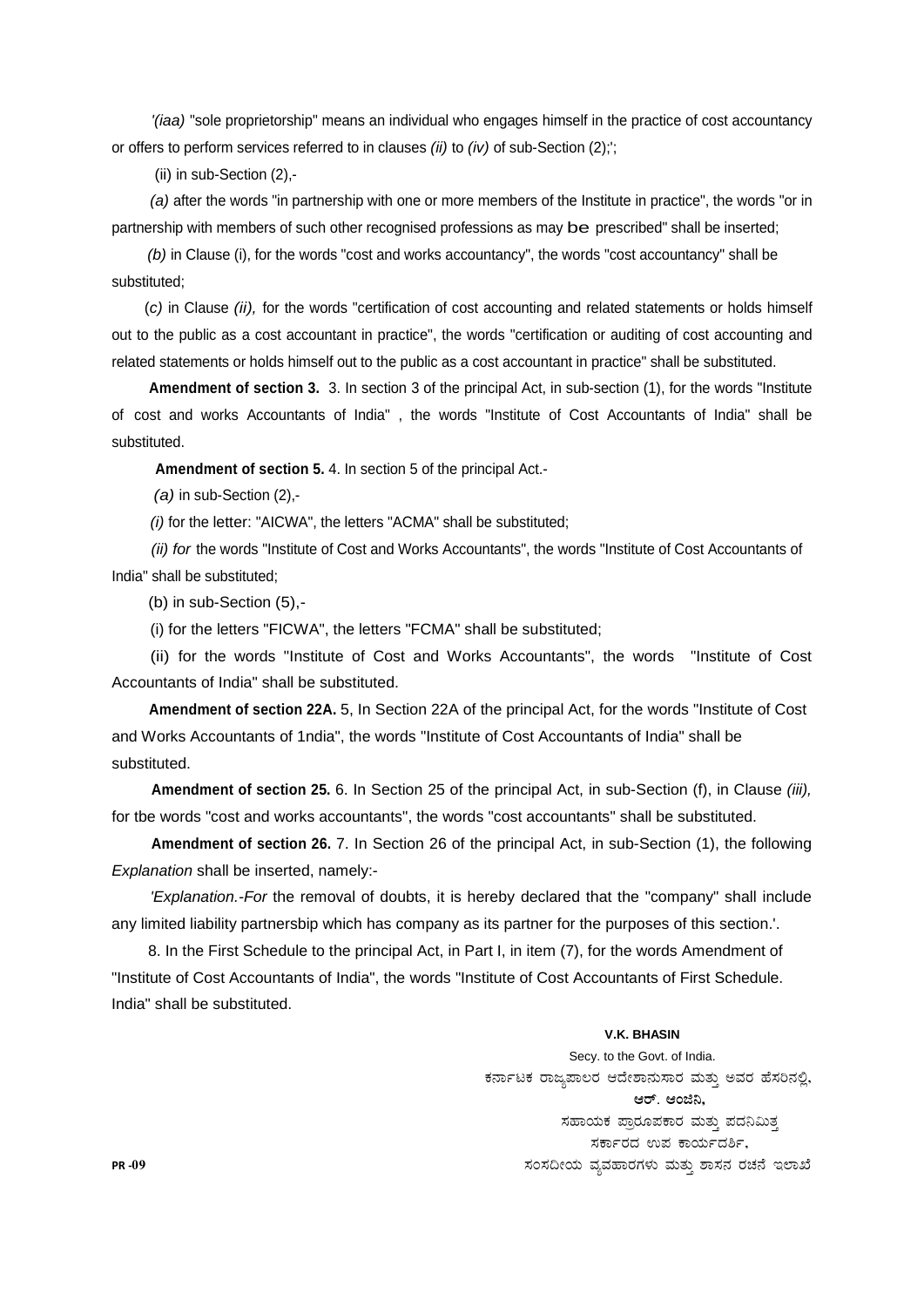*'(iaa)* "sole proprietorship" means an individual who engages himself in the practice of cost accountancy or offers to perform services referred to in clauses *(ii)* to *(iv)* of sub-Section (2);';

(ii) in sub-Section (2),-

*(a)* after the words "in partnership with one or more members of the Institute in practice", the words "or in partnership with members of such other recognised professions as may be prescribed" shall be inserted;

*(b)* in Clause (i), for the words "cost and works accountancy", the words "cost accountancy" shall be substituted;

(*c)* in Clause *(ii),* for the words "certification of cost accounting and related statements or holds himself out to the public as a cost accountant in practice", the words "certification or auditing of cost accounting and related statements or holds himself out to the public as a cost accountant in practice" shall be substituted.

**Amendment of section 3.** 3. In section 3 of the principal Act, in sub-section (1), for the words "Institute of cost and works Accountants of India" , the words "Institute of Cost Accountants of India" shall be substituted.

**Amendment of section 5.** 4. In section 5 of the principal Act.-

*(a)* in sub-Section (2),-

*(i)* for the letter: "AICWA", the letters "ACMA" shall be substituted;

*(ii) for* the words "Institute of Cost and Works Accountants", the words "Institute of Cost Accountants of India" shall be substituted;

(b) in sub-Section (5),-

(i) for the letters "FICWA", the letters "FCMA" shall be substituted;

(ii) for the words "Institute of Cost and Works Accountants", the words "Institute of Cost Accountants of India" shall be substituted.

**Amendment of section 22A.** 5, In Section 22A of the principal Act, for the words "Institute of Cost and Works Accountants of 1ndia", the words "Institute of Cost Accountants of India" shall be substituted.

**Amendment of section 25.** 6. In Section 25 of the principal Act, in sub-Section (f), in Clause *(iii),* for tbe words "cost and works accountants", the words "cost accountants" shall be substituted.

**Amendment of section 26.** 7. In Section 26 of the principal Act, in sub-Section (1), the following *Explanation* shall be inserted, namely:-

*'Explanation.-For* the removal of doubts, it is hereby declared that the "company" shall include any limited liability partnersbip which has company as its partner for the purposes of this section.'.

**Amendment of First Schedule.** 8. In the First Schedule to the principal Act, in Part I, in item (7), for the words "Institute of Cost Accountants of India", the words "Institute of Cost Accountants of India" shall be substituted.

**V.K. BHASIN**
Secy. to the Govt. of India.

ಕರ್ನಾಟಕ ರಾಜ್ಯಪಾಲರ ಆದೇಶಾನುಸಾರ ಮತ್ತು ಅವರ ಹೆಸರಿನಲ್ಲಿ,

**ಆರ್. ಆಂಜಿನಿ,**
ಸಹಾಯಕ ಪ್ರಾರೂಪಕಾರ ಮತ್ತು ಪದನಿಮಿತ್ತ
ಸರ್ಕಾರದ ಉಪ ಕಾರ್ಯದರ್ಶಿ,
ಸಂಸದೀಯ ವ್ಯವಹಾರಗಳು ಮತ್ತು ಶಾಸನ ರಚನೆ ಇಲಾಖೆ

PR -09